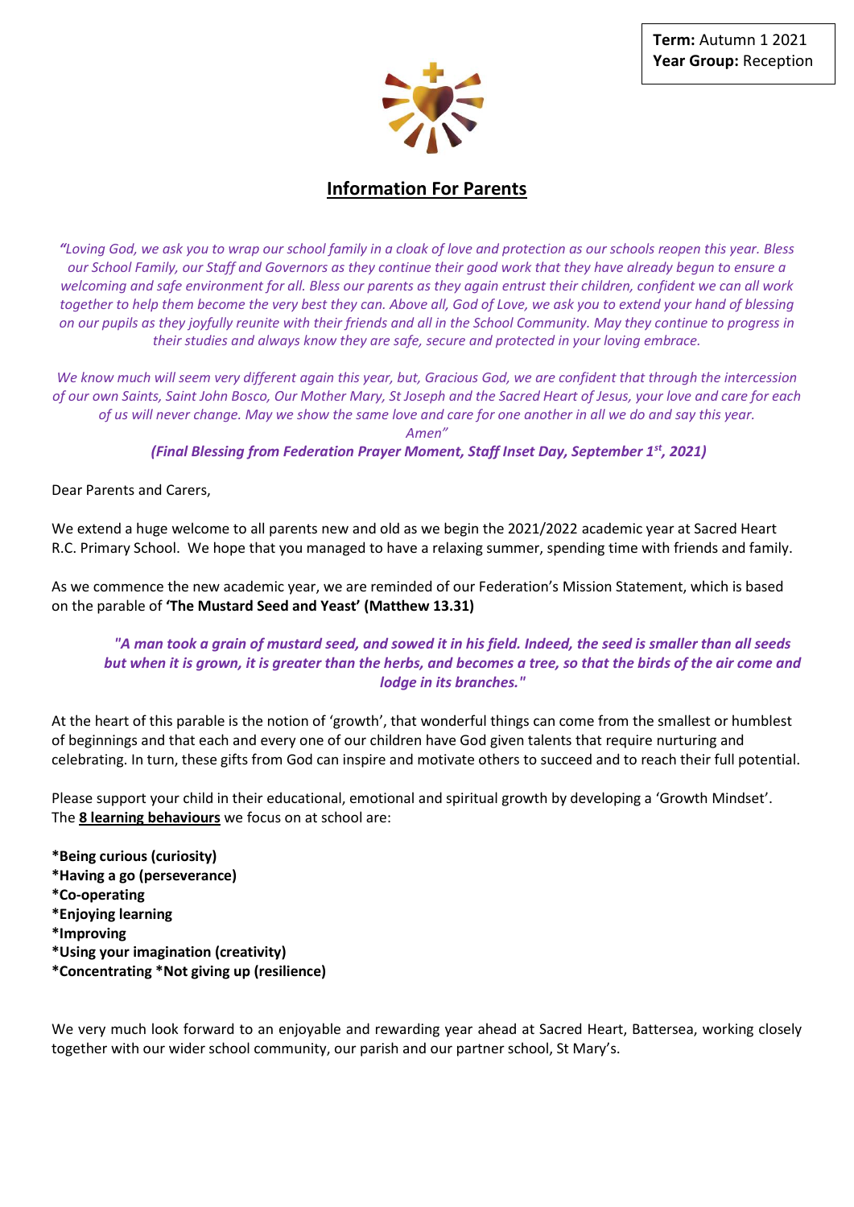**Term:** Autumn 1 2021
**Year Group:** Reception

## Information For Parents

*"Loving God, we ask you to wrap our school family in a cloak of love and protection as our schools reopen this year. Bless our School Family, our Staff and Governors as they continue their good work that they have already begun to ensure a welcoming and safe environment for all. Bless our parents as they again entrust their children, confident we can all work together to help them become the very best they can. Above all, God of Love, we ask you to extend your hand of blessing on our pupils as they joyfully reunite with their friends and all in the School Community. May they continue to progress in their studies and always know they are safe, secure and protected in your loving embrace.*

*We know much will seem very different again this year, but, Gracious God, we are confident that through the intercession of our own Saints, Saint John Bosco, Our Mother Mary, St Joseph and the Sacred Heart of Jesus, your love and care for each of us will never change. May we show the same love and care for one another in all we do and say this year. Amen"*

***(Final Blessing from Federation Prayer Moment, Staff Inset Day, September 1st, 2021)***

Dear Parents and Carers,

We extend a huge welcome to all parents new and old as we begin the 2021/2022 academic year at Sacred Heart R.C. Primary School. We hope that you managed to have a relaxing summer, spending time with friends and family.

As we commence the new academic year, we are reminded of our Federation's Mission Statement, which is based on the parable of **'The Mustard Seed and Yeast' (Matthew 13.31)**

> ***"A man took a grain of mustard seed, and sowed it in his field. Indeed, the seed is smaller than all seeds but when it is grown, it is greater than the herbs, and becomes a tree, so that the birds of the air come and lodge in its branches."***

At the heart of this parable is the notion of 'growth', that wonderful things can come from the smallest or humblest of beginnings and that each and every one of our children have God given talents that require nurturing and celebrating. In turn, these gifts from God can inspire and motivate others to succeed and to reach their full potential.

Please support your child in their educational, emotional and spiritual growth by developing a 'Growth Mindset'. The **8 learning behaviours** we focus on at school are:

**\*Being curious (curiosity)**
**\*Having a go (perseverance)**
**\*Co-operating**
**\*Enjoying learning**
**\*Improving**
**\*Using your imagination (creativity)**
**\*Concentrating \*Not giving up (resilience)**

We very much look forward to an enjoyable and rewarding year ahead at Sacred Heart, Battersea, working closely together with our wider school community, our parish and our partner school, St Mary's.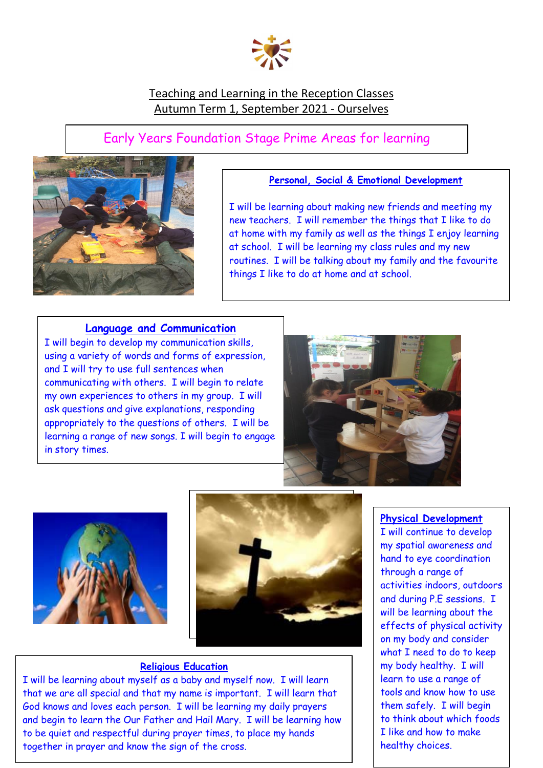Teaching and Learning in the Reception Classes
Autumn Term 1, September 2021 - Ourselves

## Early Years Foundation Stage Prime Areas for learning

### Personal, Social & Emotional Development

I will be learning about making new friends and meeting my new teachers. I will remember the things that I like to do at home with my family as well as the things I enjoy learning at school. I will be learning my class rules and my new routines. I will be talking about my family and the favourite things I like to do at home and at school.

### Language and Communication

I will begin to develop my communication skills, using a variety of words and forms of expression, and I will try to use full sentences when communicating with others. I will begin to relate my own experiences to others in my group. I will ask questions and give explanations, responding appropriately to the questions of others. I will be learning a range of new songs. I will begin to engage in story times.

### Physical Development

I will continue to develop my spatial awareness and hand to eye coordination through a range of activities indoors, outdoors and during P.E sessions. I will be learning about the effects of physical activity on my body and consider what I need to do to keep my body healthy. I will learn to use a range of tools and know how to use them safely. I will begin to think about which foods I like and how to make healthy choices.

### Religious Education

I will be learning about myself as a baby and myself now. I will learn that we are all special and that my name is important. I will learn that God knows and loves each person. I will be learning my daily prayers and begin to learn the Our Father and Hail Mary. I will be learning how to be quiet and respectful during prayer times, to place my hands together in prayer and know the sign of the cross.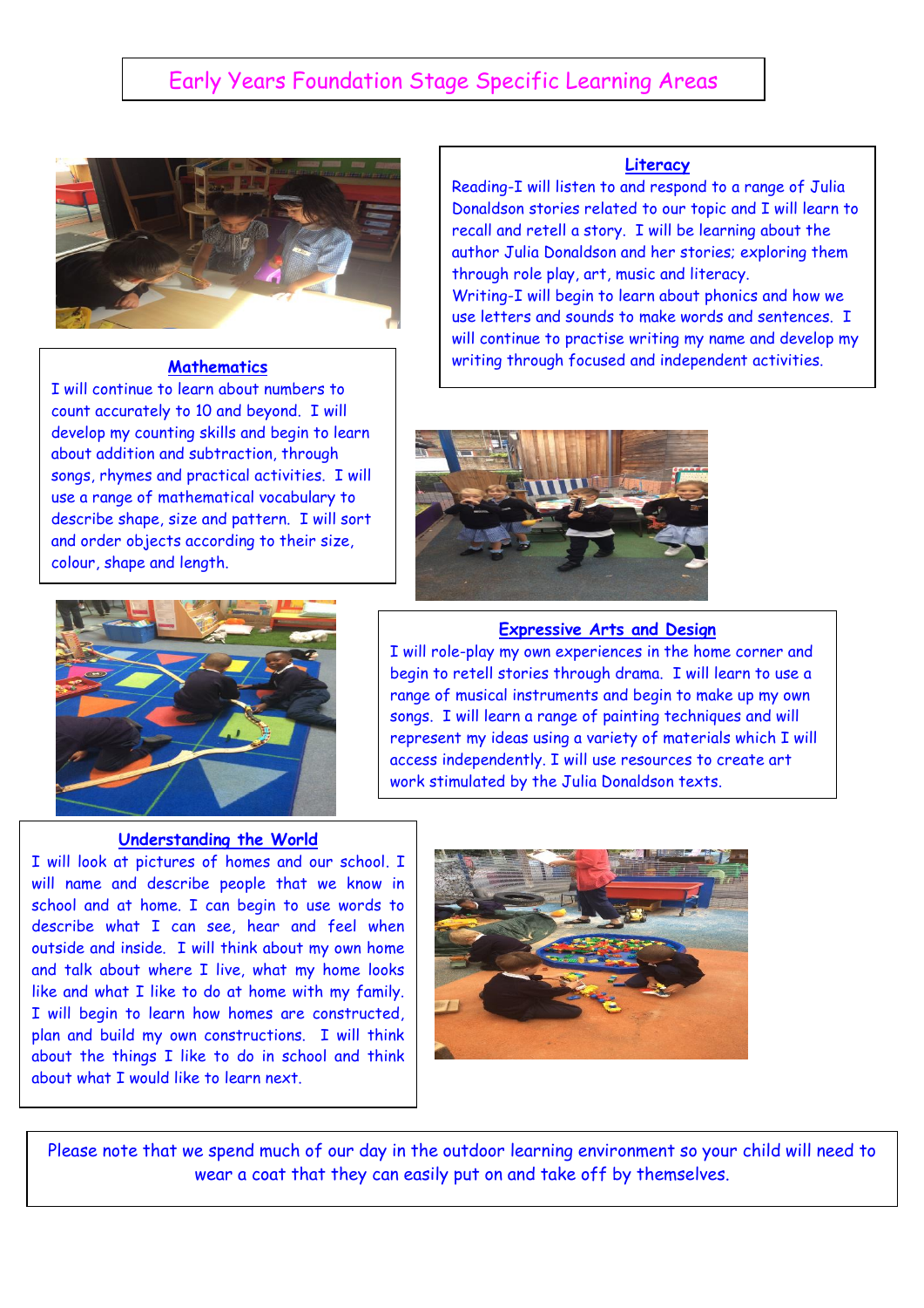# Early Years Foundation Stage Specific Learning Areas

## Literacy

Reading-I will listen to and respond to a range of Julia Donaldson stories related to our topic and I will learn to recall and retell a story. I will be learning about the author Julia Donaldson and her stories; exploring them through role play, art, music and literacy.
Writing-I will begin to learn about phonics and how we use letters and sounds to make words and sentences. I will continue to practise writing my name and develop my writing through focused and independent activities.

## Mathematics

I will continue to learn about numbers to count accurately to 10 and beyond. I will develop my counting skills and begin to learn about addition and subtraction, through songs, rhymes and practical activities. I will use a range of mathematical vocabulary to describe shape, size and pattern. I will sort and order objects according to their size, colour, shape and length.

## Expressive Arts and Design

I will role-play my own experiences in the home corner and begin to retell stories through drama. I will learn to use a range of musical instruments and begin to make up my own songs. I will learn a range of painting techniques and will represent my ideas using a variety of materials which I will access independently. I will use resources to create art work stimulated by the Julia Donaldson texts.

## Understanding the World

I will look at pictures of homes and our school. I will name and describe people that we know in school and at home. I can begin to use words to describe what I can see, hear and feel when outside and inside. I will think about my own home and talk about where I live, what my home looks like and what I like to do at home with my family. I will begin to learn how homes are constructed, plan and build my own constructions. I will think about the things I like to do in school and think about what I would like to learn next.

Please note that we spend much of our day in the outdoor learning environment so your child will need to wear a coat that they can easily put on and take off by themselves.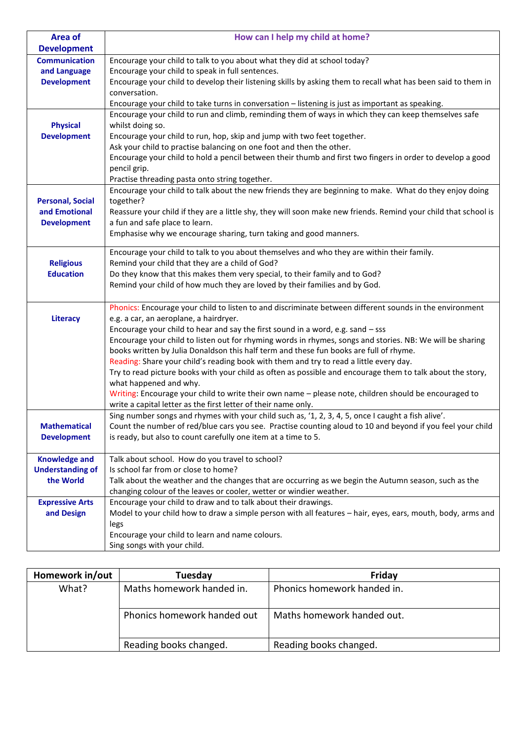| Area of Development | How can I help my child at home? |
|---|---|
| Communication and Language Development | Encourage your child to talk to you about what they did at school today?<br>Encourage your child to speak in full sentences.<br>Encourage your child to develop their listening skills by asking them to recall what has been said to them in conversation.<br>Encourage your child to take turns in conversation – listening is just as important as speaking. |
| Physical Development | Encourage your child to run and climb, reminding them of ways in which they can keep themselves safe whilst doing so.<br>Encourage your child to run, hop, skip and jump with two feet together.<br>Ask your child to practise balancing on one foot and then the other.<br>Encourage your child to hold a pencil between their thumb and first two fingers in order to develop a good pencil grip.<br>Practise threading pasta onto string together. |
| Personal, Social and Emotional Development | Encourage your child to talk about the new friends they are beginning to make. What do they enjoy doing together?<br>Reassure your child if they are a little shy, they will soon make new friends. Remind your child that school is a fun and safe place to learn.<br>Emphasise why we encourage sharing, turn taking and good manners. |
| Religious Education | Encourage your child to talk to you about themselves and who they are within their family.<br>Remind your child that they are a child of God?<br>Do they know that this makes them very special, to their family and to God?<br>Remind your child of how much they are loved by their families and by God. |
| Literacy | Phonics: Encourage your child to listen to and discriminate between different sounds in the environment e.g. a car, an aeroplane, a hairdryer.<br>Encourage your child to hear and say the first sound in a word, e.g. sand – sss<br>Encourage your child to listen out for rhyming words in rhymes, songs and stories. NB: We will be sharing books written by Julia Donaldson this half term and these fun books are full of rhyme.<br>Reading: Share your child's reading book with them and try to read a little every day.<br>Try to read picture books with your child as often as possible and encourage them to talk about the story, what happened and why.<br>Writing: Encourage your child to write their own name – please note, children should be encouraged to write a capital letter as the first letter of their name only. |
| Mathematical Development | Sing number songs and rhymes with your child such as, '1, 2, 3, 4, 5, once I caught a fish alive'.<br>Count the number of red/blue cars you see. Practise counting aloud to 10 and beyond if you feel your child is ready, but also to count carefully one item at a time to 5. |
| Knowledge and Understanding of the World | Talk about school. How do you travel to school?<br>Is school far from or close to home?<br>Talk about the weather and the changes that are occurring as we begin the Autumn season, such as the changing colour of the leaves or cooler, wetter or windier weather. |
| Expressive Arts and Design | Encourage your child to draw and to talk about their drawings.<br>Model to your child how to draw a simple person with all features – hair, eyes, ears, mouth, body, arms and legs<br>Encourage your child to learn and name colours.<br>Sing songs with your child. |

| Homework in/out | Tuesday | Friday |
|---|---|---|
| What? | Maths homework handed in. | Phonics homework handed in. |
| | Phonics homework handed out | Maths homework handed out. |
| | Reading books changed. | Reading books changed. |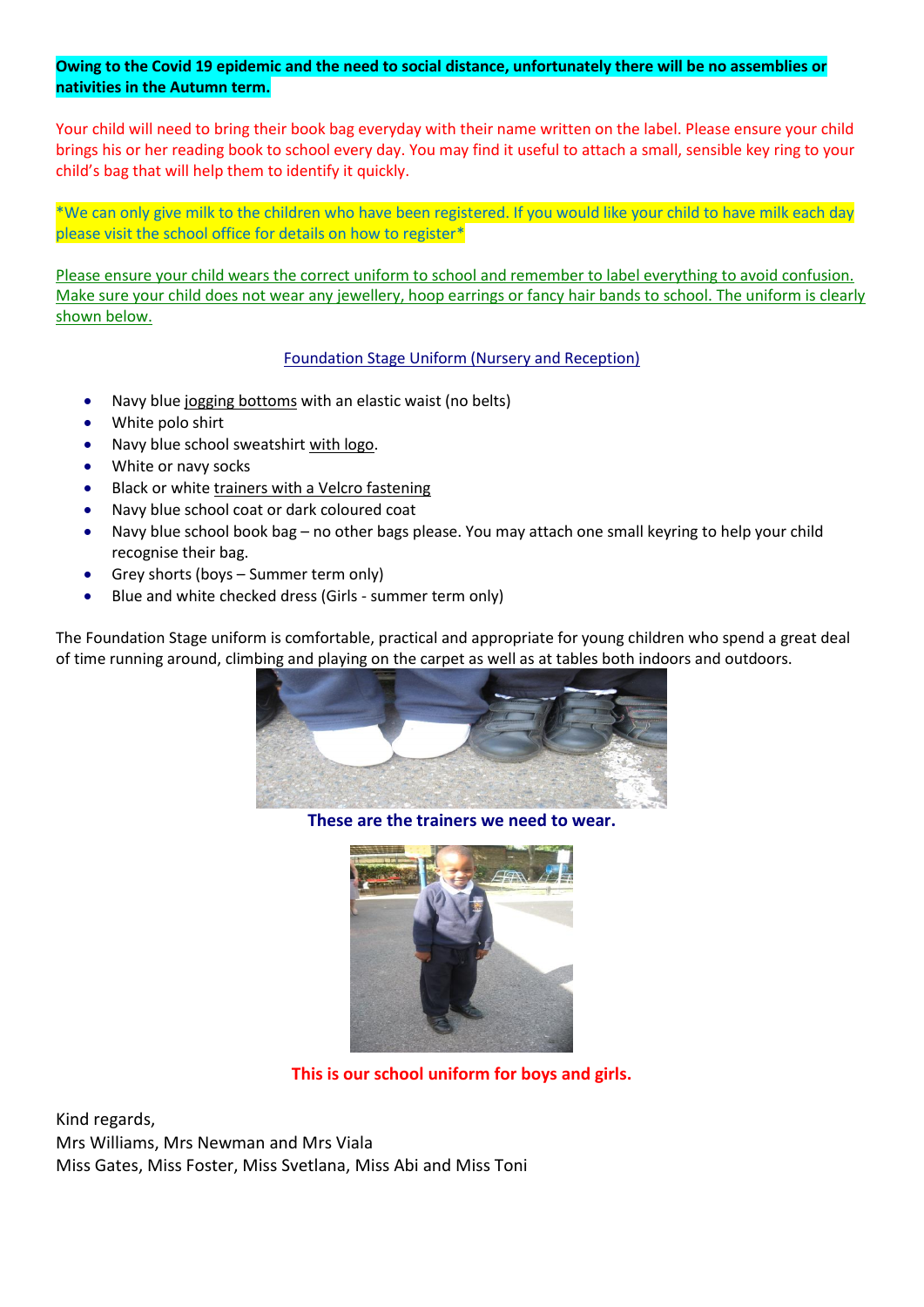**Owing to the Covid 19 epidemic and the need to social distance, unfortunately there will be no assemblies or nativities in the Autumn term.**

Your child will need to bring their book bag everyday with their name written on the label. Please ensure your child brings his or her reading book to school every day. You may find it useful to attach a small, sensible key ring to your child's bag that will help them to identify it quickly.

*We can only give milk to the children who have been registered. If you would like your child to have milk each day please visit the school office for details on how to register*

Please ensure your child wears the correct uniform to school and remember to label everything to avoid confusion. Make sure your child does not wear any jewellery, hoop earrings or fancy hair bands to school. The uniform is clearly shown below.

Foundation Stage Uniform (Nursery and Reception)

- Navy blue jogging bottoms with an elastic waist (no belts)
- White polo shirt
- Navy blue school sweatshirt with logo.
- White or navy socks
- Black or white trainers with a Velcro fastening
- Navy blue school coat or dark coloured coat
- Navy blue school book bag – no other bags please. You may attach one small keyring to help your child recognise their bag.
- Grey shorts (boys – Summer term only)
- Blue and white checked dress (Girls - summer term only)

The Foundation Stage uniform is comfortable, practical and appropriate for young children who spend a great deal of time running around, climbing and playing on the carpet as well as at tables both indoors and outdoors.

**These are the trainers we need to wear.**

**This is our school uniform for boys and girls.**

Kind regards,
Mrs Williams, Mrs Newman and Mrs Viala
Miss Gates, Miss Foster, Miss Svetlana, Miss Abi and Miss Toni